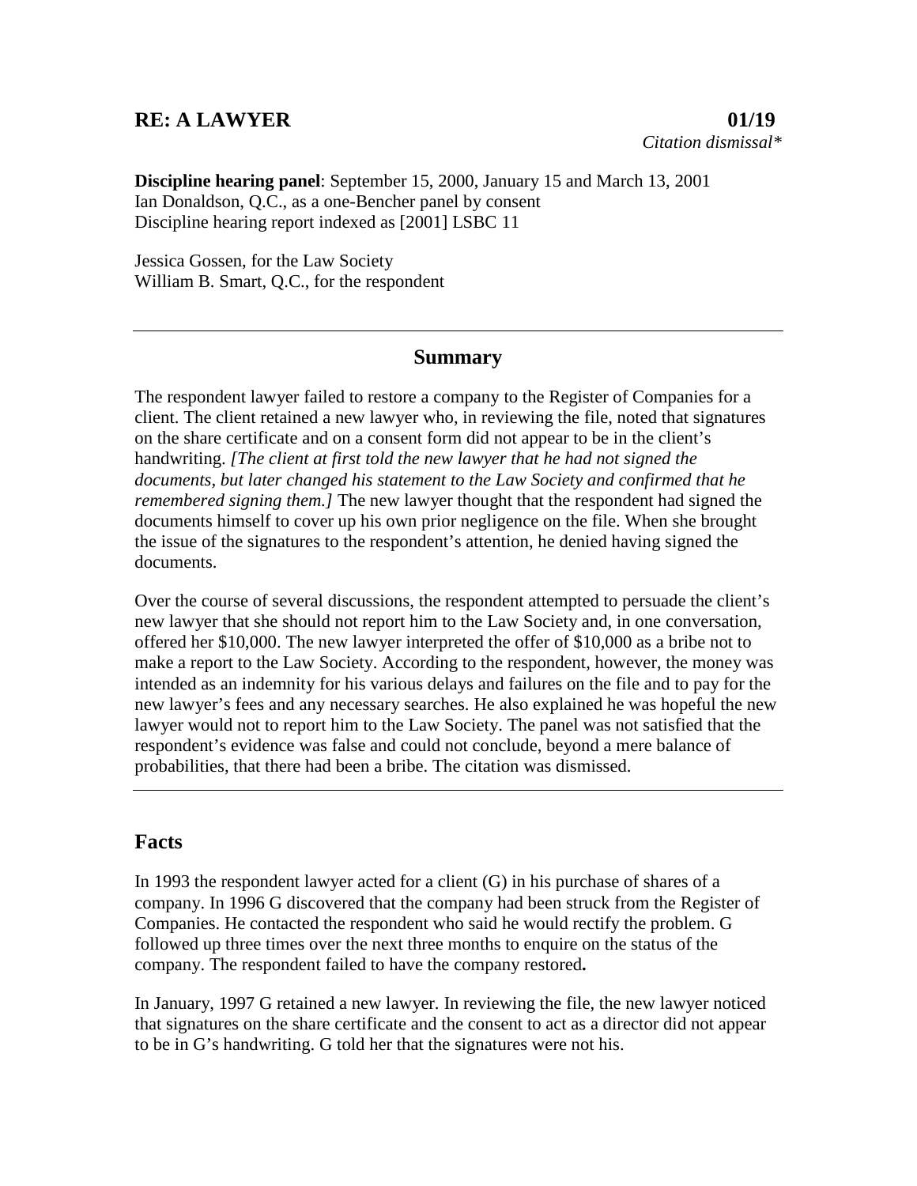# RE: A LAWYER 01/19

*Citation dismissal\**

**Discipline hearing panel**: September 15, 2000, January 15 and March 13, 2001
Ian Donaldson, Q.C., as a one-Bencher panel by consent
Discipline hearing report indexed as [2001] LSBC 11

Jessica Gossen, for the Law Society
William B. Smart, Q.C., for the respondent

---

## Summary

The respondent lawyer failed to restore a company to the Register of Companies for a client. The client retained a new lawyer who, in reviewing the file, noted that signatures on the share certificate and on a consent form did not appear to be in the client's handwriting. *[The client at first told the new lawyer that he had not signed the documents, but later changed his statement to the Law Society and confirmed that he remembered signing them.]* The new lawyer thought that the respondent had signed the documents himself to cover up his own prior negligence on the file. When she brought the issue of the signatures to the respondent's attention, he denied having signed the documents.

Over the course of several discussions, the respondent attempted to persuade the client's new lawyer that she should not report him to the Law Society and, in one conversation, offered her $10,000. The new lawyer interpreted the offer of $10,000 as a bribe not to make a report to the Law Society. According to the respondent, however, the money was intended as an indemnity for his various delays and failures on the file and to pay for the new lawyer's fees and any necessary searches. He also explained he was hopeful the new lawyer would not to report him to the Law Society. The panel was not satisfied that the respondent's evidence was false and could not conclude, beyond a mere balance of probabilities, that there had been a bribe. The citation was dismissed.

---

## Facts

In 1993 the respondent lawyer acted for a client (G) in his purchase of shares of a company. In 1996 G discovered that the company had been struck from the Register of Companies. He contacted the respondent who said he would rectify the problem. G followed up three times over the next three months to enquire on the status of the company. The respondent failed to have the company restored**.**

In January, 1997 G retained a new lawyer. In reviewing the file, the new lawyer noticed that signatures on the share certificate and the consent to act as a director did not appear to be in G's handwriting. G told her that the signatures were not his.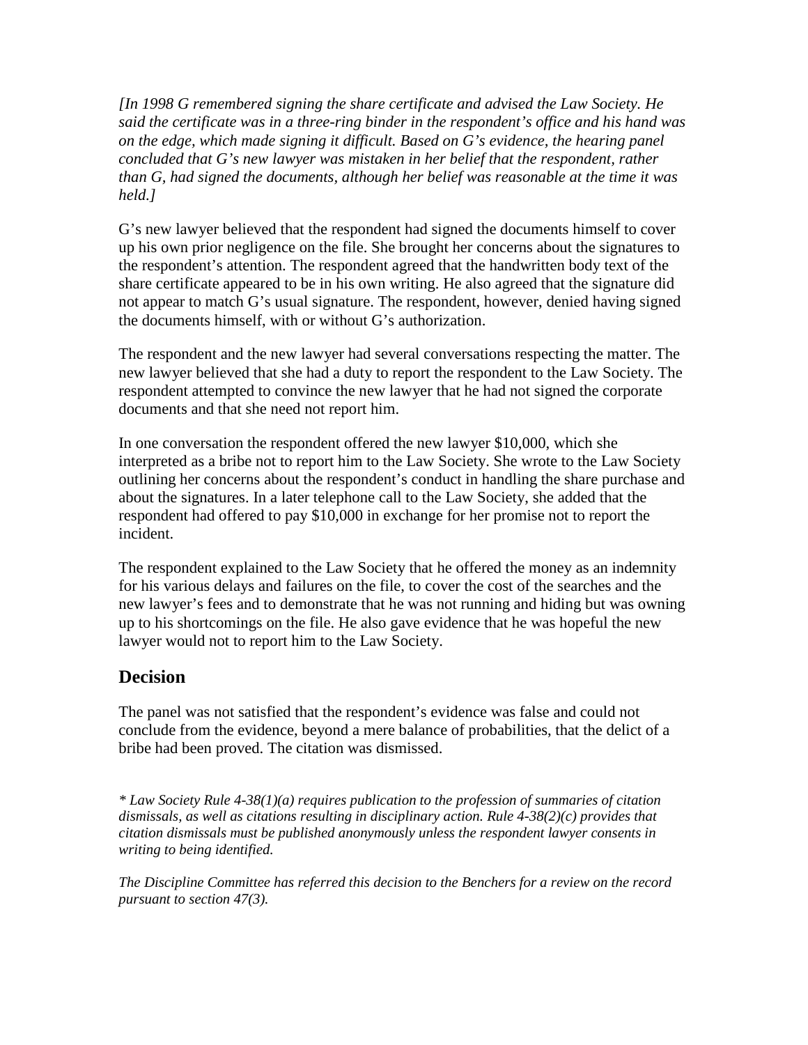*[In 1998 G remembered signing the share certificate and advised the Law Society. He said the certificate was in a three-ring binder in the respondent's office and his hand was on the edge, which made signing it difficult. Based on G's evidence, the hearing panel concluded that G's new lawyer was mistaken in her belief that the respondent, rather than G, had signed the documents, although her belief was reasonable at the time it was held.]*

G's new lawyer believed that the respondent had signed the documents himself to cover up his own prior negligence on the file. She brought her concerns about the signatures to the respondent's attention. The respondent agreed that the handwritten body text of the share certificate appeared to be in his own writing. He also agreed that the signature did not appear to match G's usual signature. The respondent, however, denied having signed the documents himself, with or without G's authorization.

The respondent and the new lawyer had several conversations respecting the matter. The new lawyer believed that she had a duty to report the respondent to the Law Society. The respondent attempted to convince the new lawyer that he had not signed the corporate documents and that she need not report him.

In one conversation the respondent offered the new lawyer $10,000, which she interpreted as a bribe not to report him to the Law Society. She wrote to the Law Society outlining her concerns about the respondent's conduct in handling the share purchase and about the signatures. In a later telephone call to the Law Society, she added that the respondent had offered to pay $10,000 in exchange for her promise not to report the incident.

The respondent explained to the Law Society that he offered the money as an indemnity for his various delays and failures on the file, to cover the cost of the searches and the new lawyer's fees and to demonstrate that he was not running and hiding but was owning up to his shortcomings on the file. He also gave evidence that he was hopeful the new lawyer would not to report him to the Law Society.

## Decision

The panel was not satisfied that the respondent's evidence was false and could not conclude from the evidence, beyond a mere balance of probabilities, that the delict of a bribe had been proved. The citation was dismissed.

*\* Law Society Rule 4-38(1)(a) requires publication to the profession of summaries of citation dismissals, as well as citations resulting in disciplinary action. Rule 4-38(2)(c) provides that citation dismissals must be published anonymously unless the respondent lawyer consents in writing to being identified.*

*The Discipline Committee has referred this decision to the Benchers for a review on the record pursuant to section 47(3).*